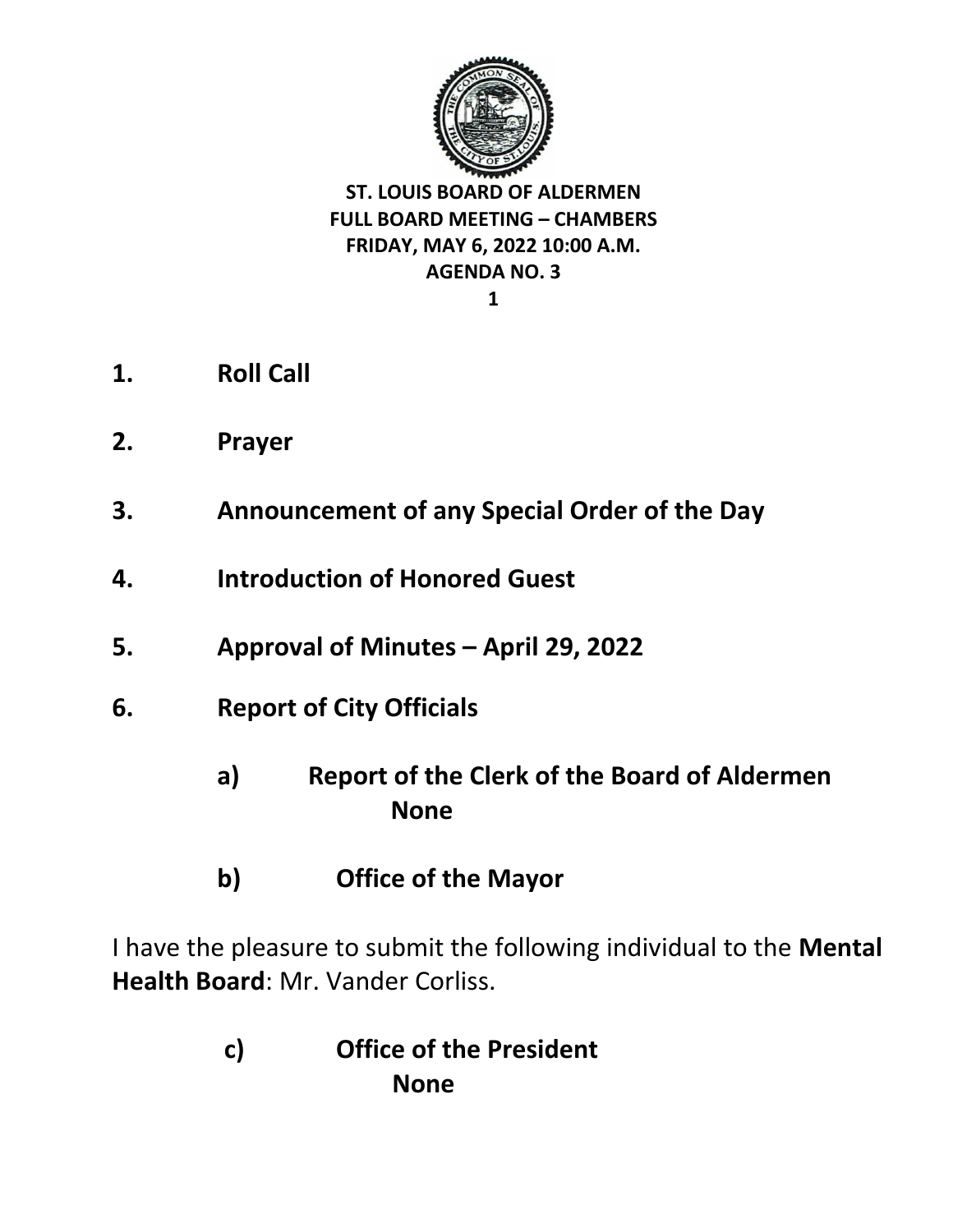**ST. LOUIS BOARD OF ALDERMEN**
**FULL BOARD MEETING – CHAMBERS**
**FRIDAY, MAY 6, 2022 10:00 A.M.**
**AGENDA NO. 3**

1. **Roll Call**

2. **Prayer**

3. **Announcement of any Special Order of the Day**

4. **Introduction of Honored Guest**

5. **Approval of Minutes – April 29, 2022**

6. **Report of City Officials**

    **a) Report of the Clerk of the Board of Aldermen**
    **None**

    **b) Office of the Mayor**

I have the pleasure to submit the following individual to the **Mental Health Board**: Mr. Vander Corliss.

    **c) Office of the President**
    **None**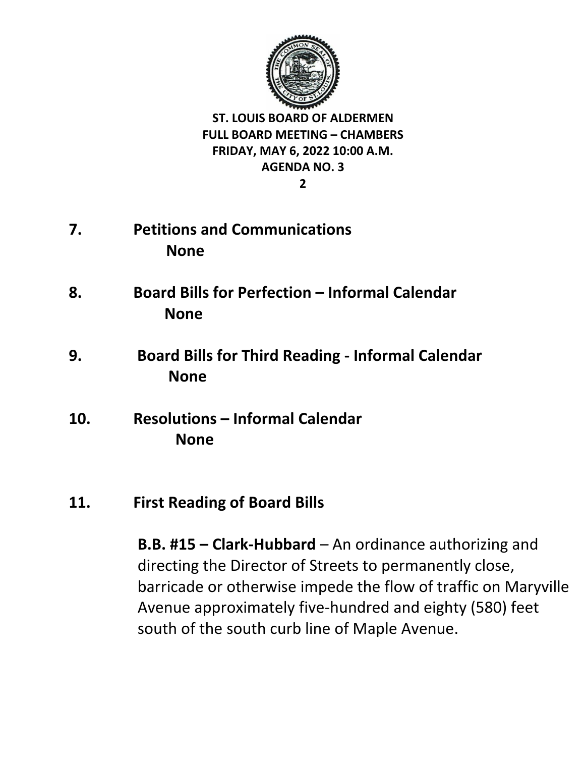**ST. LOUIS BOARD OF ALDERMEN**
**FULL BOARD MEETING – CHAMBERS**
**FRIDAY, MAY 6, 2022 10:00 A.M.**
**AGENDA NO. 3**

**7. Petitions and Communications**

**None**

**8. Board Bills for Perfection – Informal Calendar**

**None**

**9. Board Bills for Third Reading - Informal Calendar**

**None**

**10. Resolutions – Informal Calendar**

**None**

**11. First Reading of Board Bills**

**B.B. #15 – Clark-Hubbard** – An ordinance authorizing and directing the Director of Streets to permanently close, barricade or otherwise impede the flow of traffic on Maryville Avenue approximately five-hundred and eighty (580) feet south of the south curb line of Maple Avenue.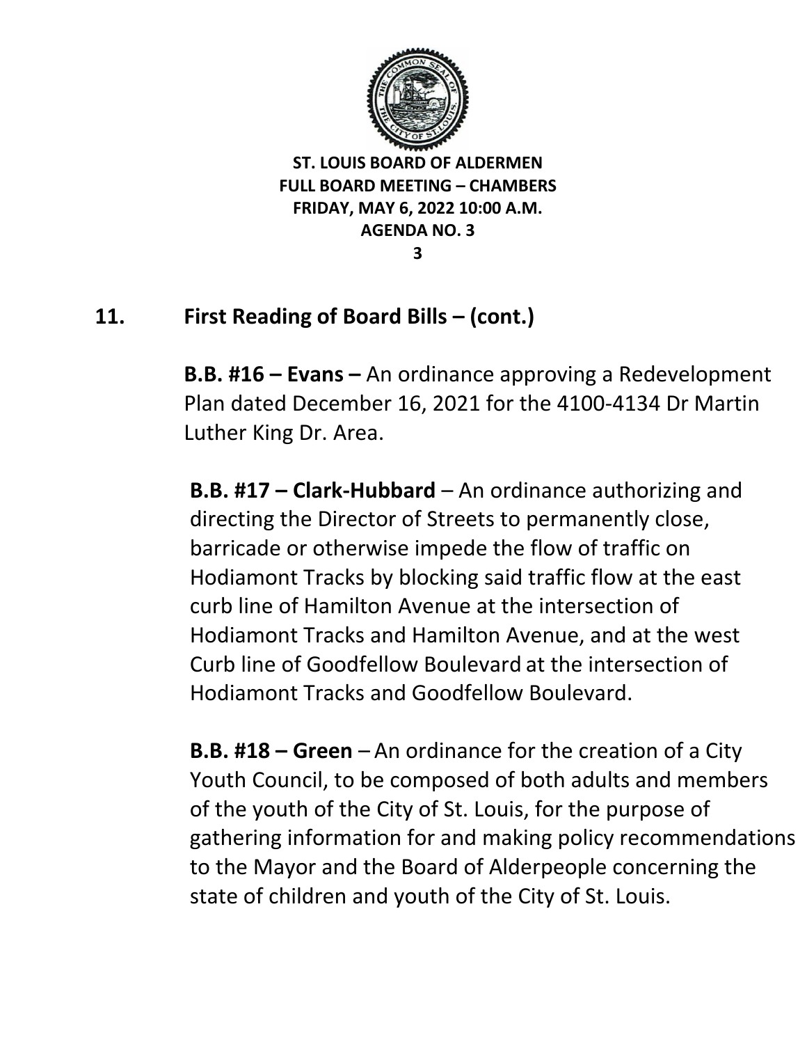**ST. LOUIS BOARD OF ALDERMEN**
**FULL BOARD MEETING – CHAMBERS**
**FRIDAY, MAY 6, 2022 10:00 A.M.**
**AGENDA NO. 3**

## 11. First Reading of Board Bills – (cont.)

**B.B. #16 – Evans –** An ordinance approving a Redevelopment Plan dated December 16, 2021 for the 4100-4134 Dr Martin Luther King Dr. Area.

**B.B. #17 – Clark-Hubbard** – An ordinance authorizing and directing the Director of Streets to permanently close, barricade or otherwise impede the flow of traffic on Hodiamont Tracks by blocking said traffic flow at the east curb line of Hamilton Avenue at the intersection of Hodiamont Tracks and Hamilton Avenue, and at the west Curb line of Goodfellow Boulevard at the intersection of Hodiamont Tracks and Goodfellow Boulevard.

**B.B. #18 – Green** – An ordinance for the creation of a City Youth Council, to be composed of both adults and members of the youth of the City of St. Louis, for the purpose of gathering information for and making policy recommendations to the Mayor and the Board of Alderpeople concerning the state of children and youth of the City of St. Louis.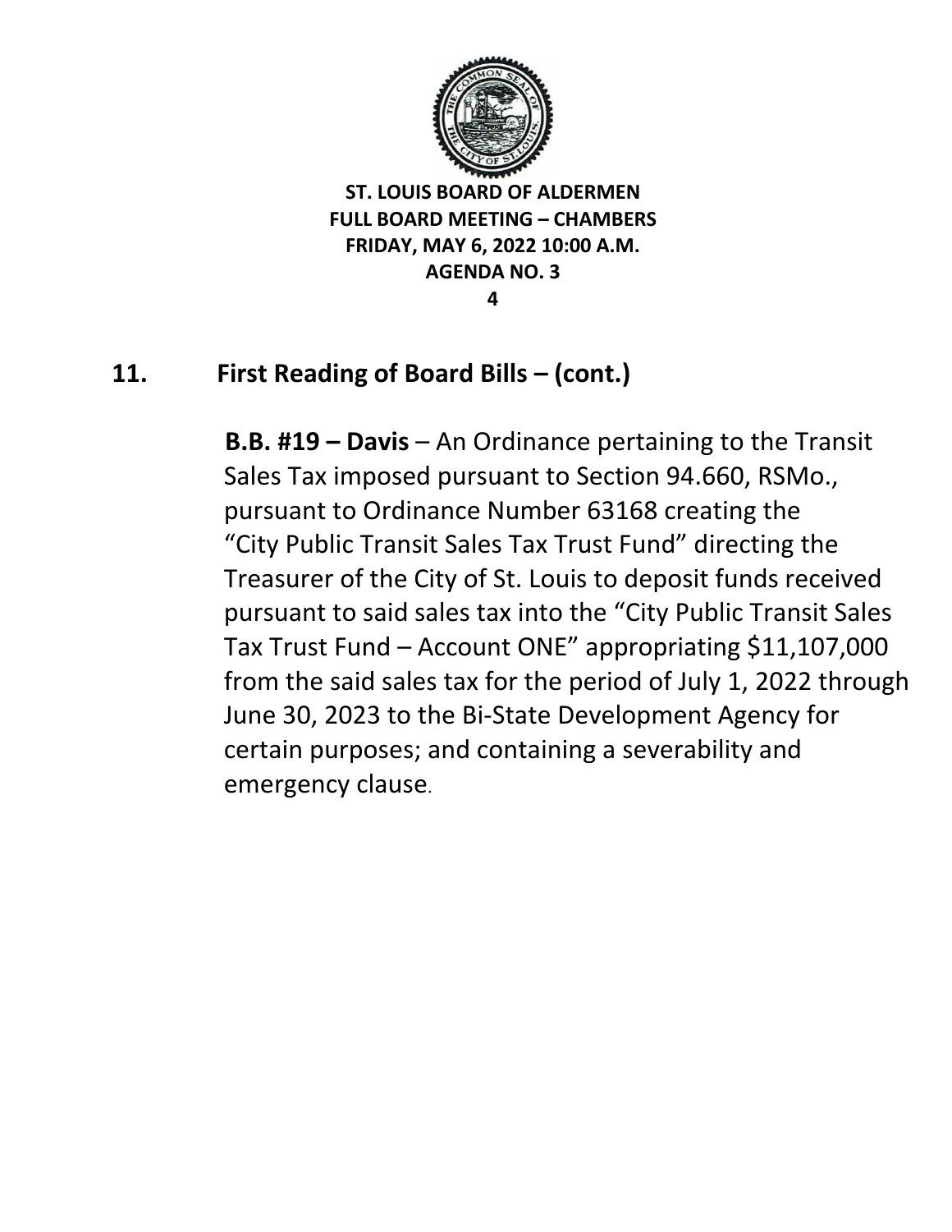**ST. LOUIS BOARD OF ALDERMEN**
**FULL BOARD MEETING – CHAMBERS**
**FRIDAY, MAY 6, 2022 10:00 A.M.**
**AGENDA NO. 3**

## 11. First Reading of Board Bills – (cont.)

**B.B. #19 – Davis** – An Ordinance pertaining to the Transit Sales Tax imposed pursuant to Section 94.660, RSMo., pursuant to Ordinance Number 63168 creating the "City Public Transit Sales Tax Trust Fund" directing the Treasurer of the City of St. Louis to deposit funds received pursuant to said sales tax into the "City Public Transit Sales Tax Trust Fund – Account ONE" appropriating $11,107,000 from the said sales tax for the period of July 1, 2022 through June 30, 2023 to the Bi-State Development Agency for certain purposes; and containing a severability and emergency clause.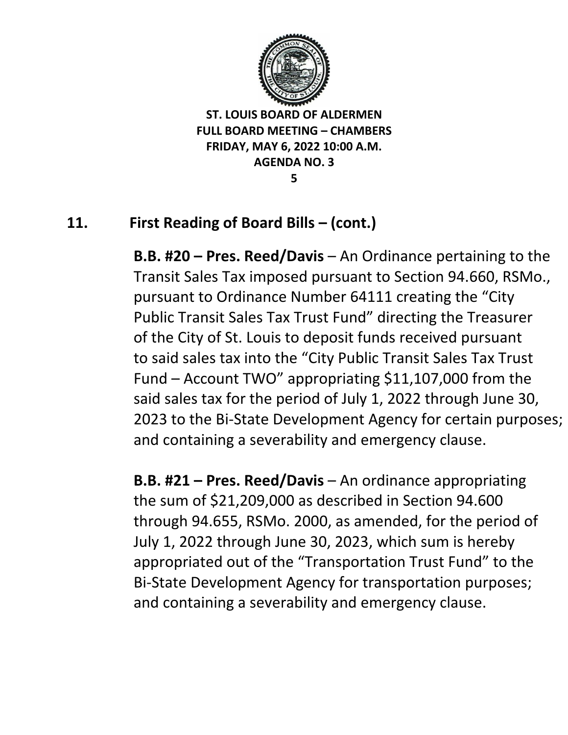ST. LOUIS BOARD OF ALDERMEN
FULL BOARD MEETING – CHAMBERS
FRIDAY, MAY 6, 2022 10:00 A.M.
AGENDA NO. 3

## 11. First Reading of Board Bills – (cont.)

**B.B. #20 – Pres. Reed/Davis** – An Ordinance pertaining to the Transit Sales Tax imposed pursuant to Section 94.660, RSMo., pursuant to Ordinance Number 64111 creating the "City Public Transit Sales Tax Trust Fund" directing the Treasurer of the City of St. Louis to deposit funds received pursuant to said sales tax into the "City Public Transit Sales Tax Trust Fund – Account TWO" appropriating $11,107,000 from the said sales tax for the period of July 1, 2022 through June 30, 2023 to the Bi-State Development Agency for certain purposes; and containing a severability and emergency clause.

**B.B. #21 – Pres. Reed/Davis** – An ordinance appropriating the sum of $21,209,000 as described in Section 94.600 through 94.655, RSMo. 2000, as amended, for the period of July 1, 2022 through June 30, 2023, which sum is hereby appropriated out of the "Transportation Trust Fund" to the Bi-State Development Agency for transportation purposes; and containing a severability and emergency clause.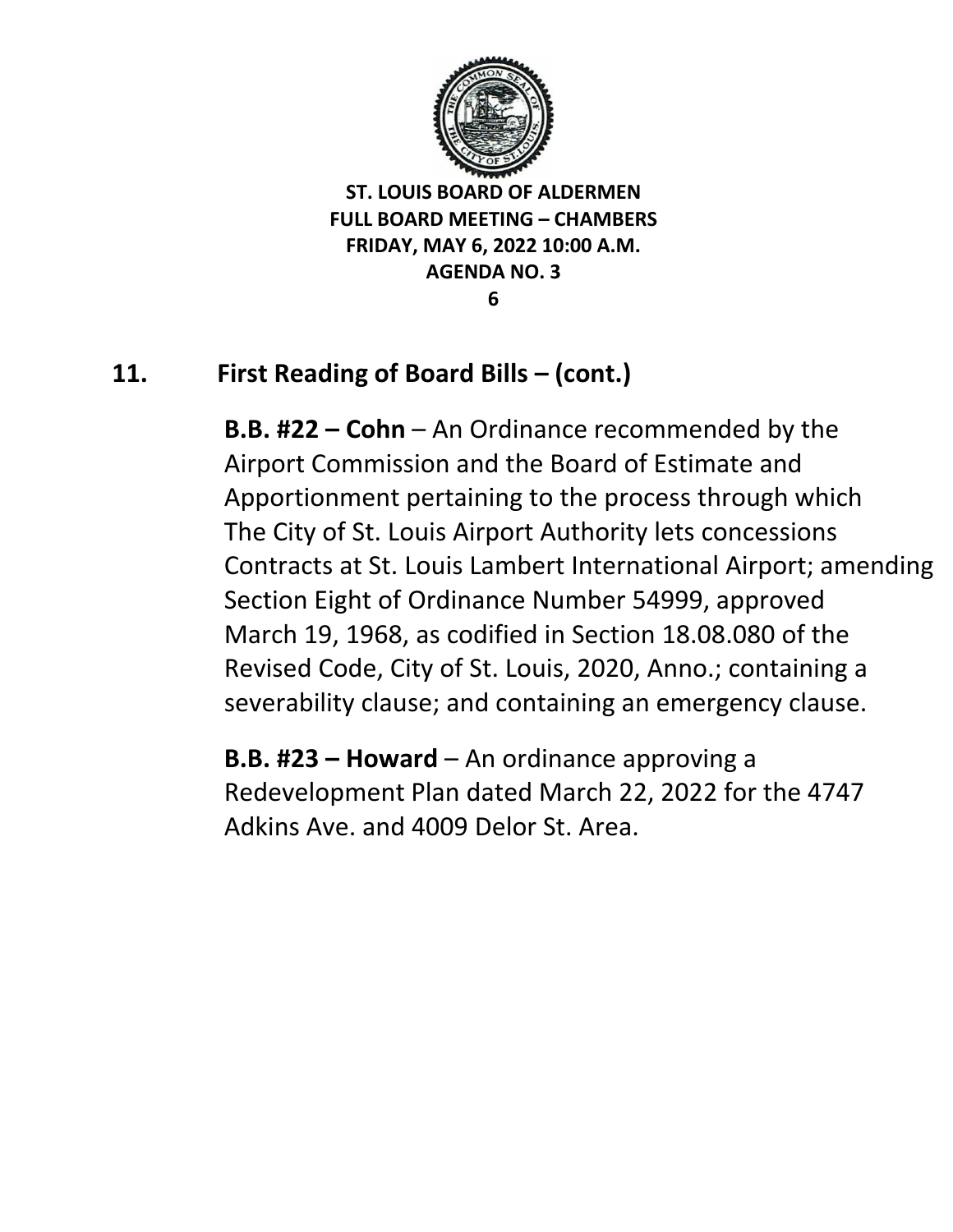## 11. First Reading of Board Bills – (cont.)

**B.B. #22 – Cohn** – An Ordinance recommended by the Airport Commission and the Board of Estimate and Apportionment pertaining to the process through which The City of St. Louis Airport Authority lets concessions Contracts at St. Louis Lambert International Airport; amending Section Eight of Ordinance Number 54999, approved March 19, 1968, as codified in Section 18.08.080 of the Revised Code, City of St. Louis, 2020, Anno.; containing a severability clause; and containing an emergency clause.

**B.B. #23 – Howard** – An ordinance approving a Redevelopment Plan dated March 22, 2022 for the 4747 Adkins Ave. and 4009 Delor St. Area.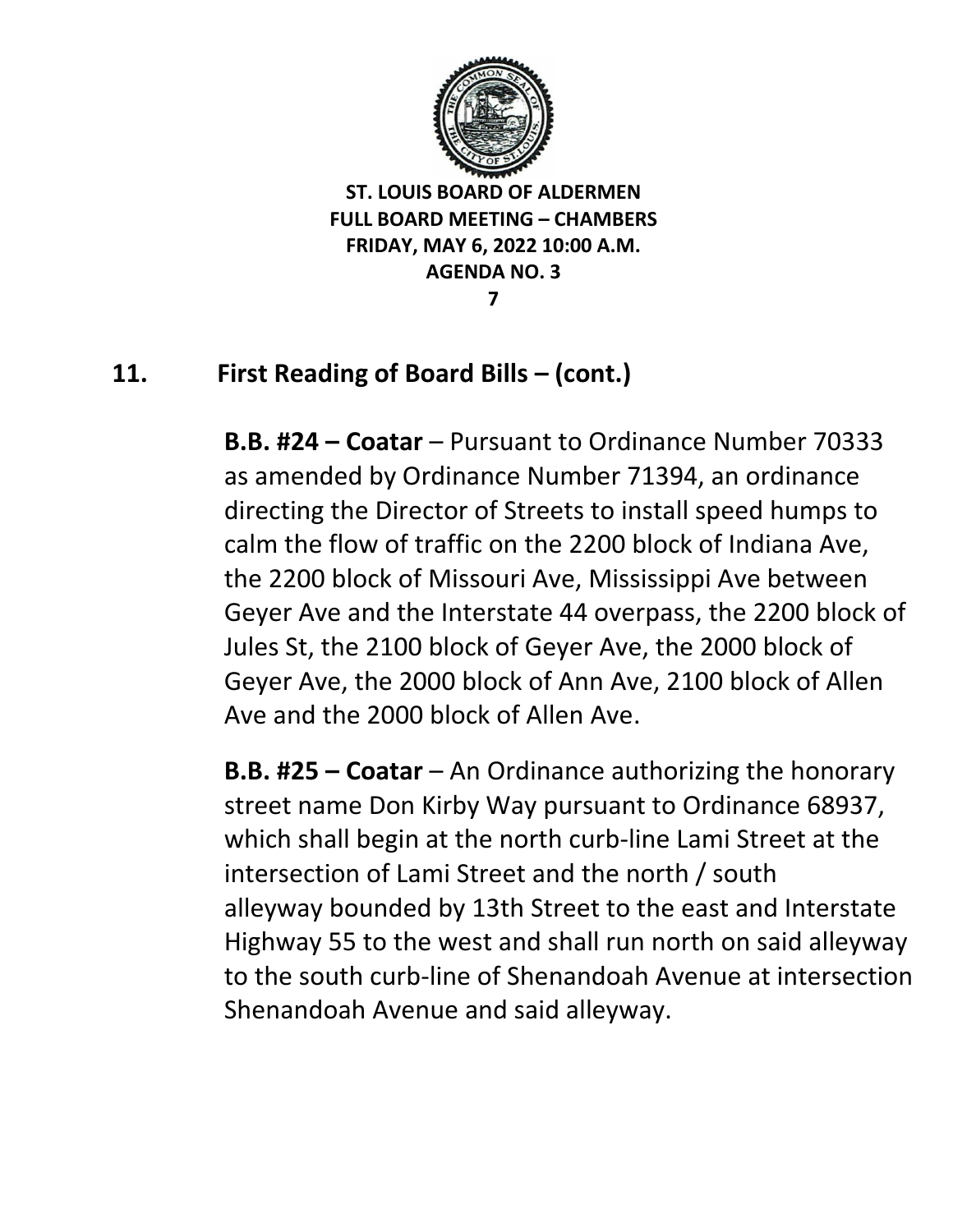ST. LOUIS BOARD OF ALDERMEN
FULL BOARD MEETING – CHAMBERS
FRIDAY, MAY 6, 2022 10:00 A.M.
AGENDA NO. 3

## 11. First Reading of Board Bills – (cont.)

**B.B. #24 – Coatar** – Pursuant to Ordinance Number 70333 as amended by Ordinance Number 71394, an ordinance directing the Director of Streets to install speed humps to calm the flow of traffic on the 2200 block of Indiana Ave, the 2200 block of Missouri Ave, Mississippi Ave between Geyer Ave and the Interstate 44 overpass, the 2200 block of Jules St, the 2100 block of Geyer Ave, the 2000 block of Geyer Ave, the 2000 block of Ann Ave, 2100 block of Allen Ave and the 2000 block of Allen Ave.

**B.B. #25 – Coatar** – An Ordinance authorizing the honorary street name Don Kirby Way pursuant to Ordinance 68937, which shall begin at the north curb-line Lami Street at the intersection of Lami Street and the north / south alleyway bounded by 13th Street to the east and Interstate Highway 55 to the west and shall run north on said alleyway to the south curb-line of Shenandoah Avenue at intersection Shenandoah Avenue and said alleyway.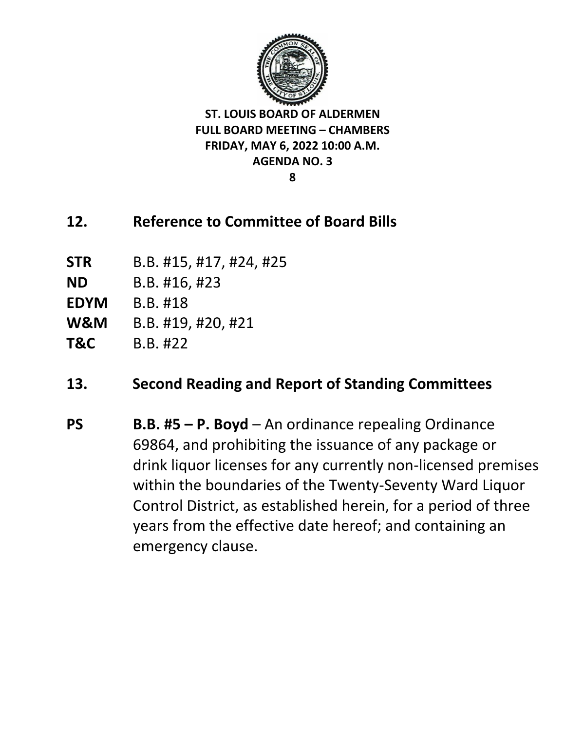**ST. LOUIS BOARD OF ALDERMEN**
**FULL BOARD MEETING – CHAMBERS**
**FRIDAY, MAY 6, 2022 10:00 A.M.**
**AGENDA NO. 3**

## 12. Reference to Committee of Board Bills

**STR** B.B. #15, #17, #24, #25
**ND** B.B. #16, #23
**EDYM** B.B. #18
**W&M** B.B. #19, #20, #21
**T&C** B.B. #22

## 13. Second Reading and Report of Standing Committees

**PS** **B.B. #5 – P. Boyd** – An ordinance repealing Ordinance 69864, and prohibiting the issuance of any package or drink liquor licenses for any currently non-licensed premises within the boundaries of the Twenty-Seventy Ward Liquor Control District, as established herein, for a period of three years from the effective date hereof; and containing an emergency clause.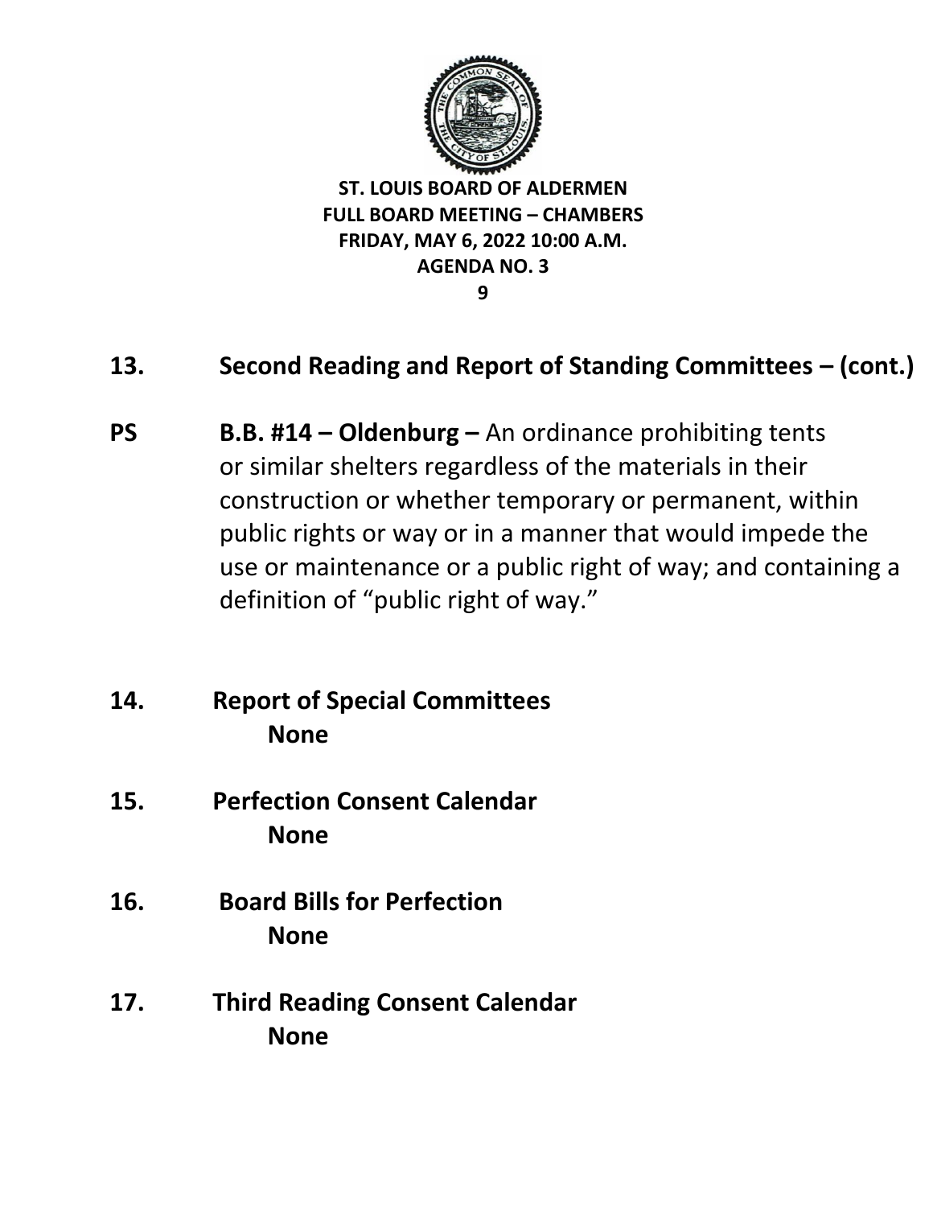**ST. LOUIS BOARD OF ALDERMEN**
**FULL BOARD MEETING – CHAMBERS**
**FRIDAY, MAY 6, 2022 10:00 A.M.**
**AGENDA NO. 3**

## 13. Second Reading and Report of Standing Committees – (cont.)

**PS** **B.B. #14 – Oldenburg –** An ordinance prohibiting tents or similar shelters regardless of the materials in their construction or whether temporary or permanent, within public rights or way or in a manner that would impede the use or maintenance or a public right of way; and containing a definition of "public right of way."

## 14. Report of Special Committees

**None**

## 15. Perfection Consent Calendar

**None**

## 16. Board Bills for Perfection

**None**

## 17. Third Reading Consent Calendar

**None**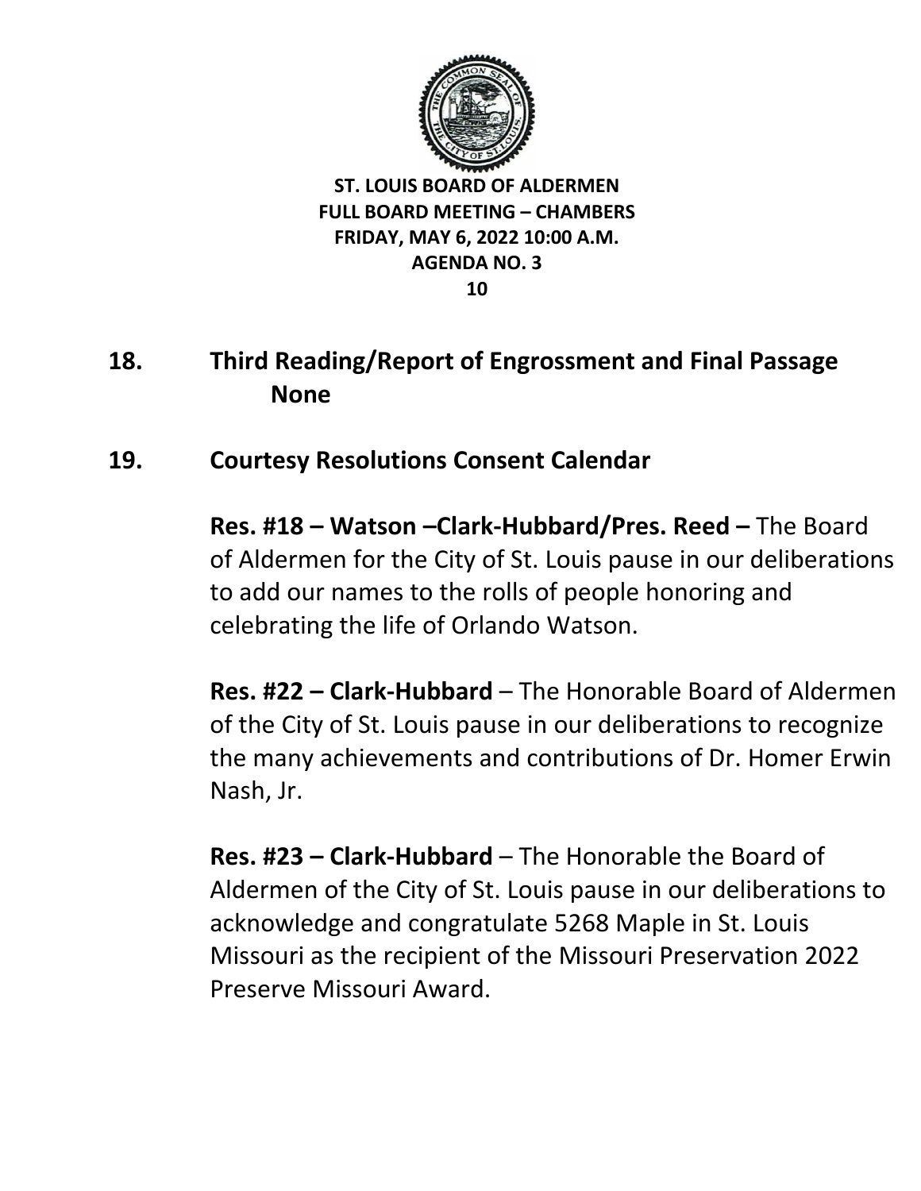**ST. LOUIS BOARD OF ALDERMEN**
**FULL BOARD MEETING – CHAMBERS**
**FRIDAY, MAY 6, 2022 10:00 A.M.**
**AGENDA NO. 3**

## 18. Third Reading/Report of Engrossment and Final Passage

**None**

## 19. Courtesy Resolutions Consent Calendar

**Res. #18 – Watson –Clark-Hubbard/Pres. Reed –** The Board of Aldermen for the City of St. Louis pause in our deliberations to add our names to the rolls of people honoring and celebrating the life of Orlando Watson.

**Res. #22 – Clark-Hubbard** – The Honorable Board of Aldermen of the City of St. Louis pause in our deliberations to recognize the many achievements and contributions of Dr. Homer Erwin Nash, Jr.

**Res. #23 – Clark-Hubbard** – The Honorable the Board of Aldermen of the City of St. Louis pause in our deliberations to acknowledge and congratulate 5268 Maple in St. Louis Missouri as the recipient of the Missouri Preservation 2022 Preserve Missouri Award.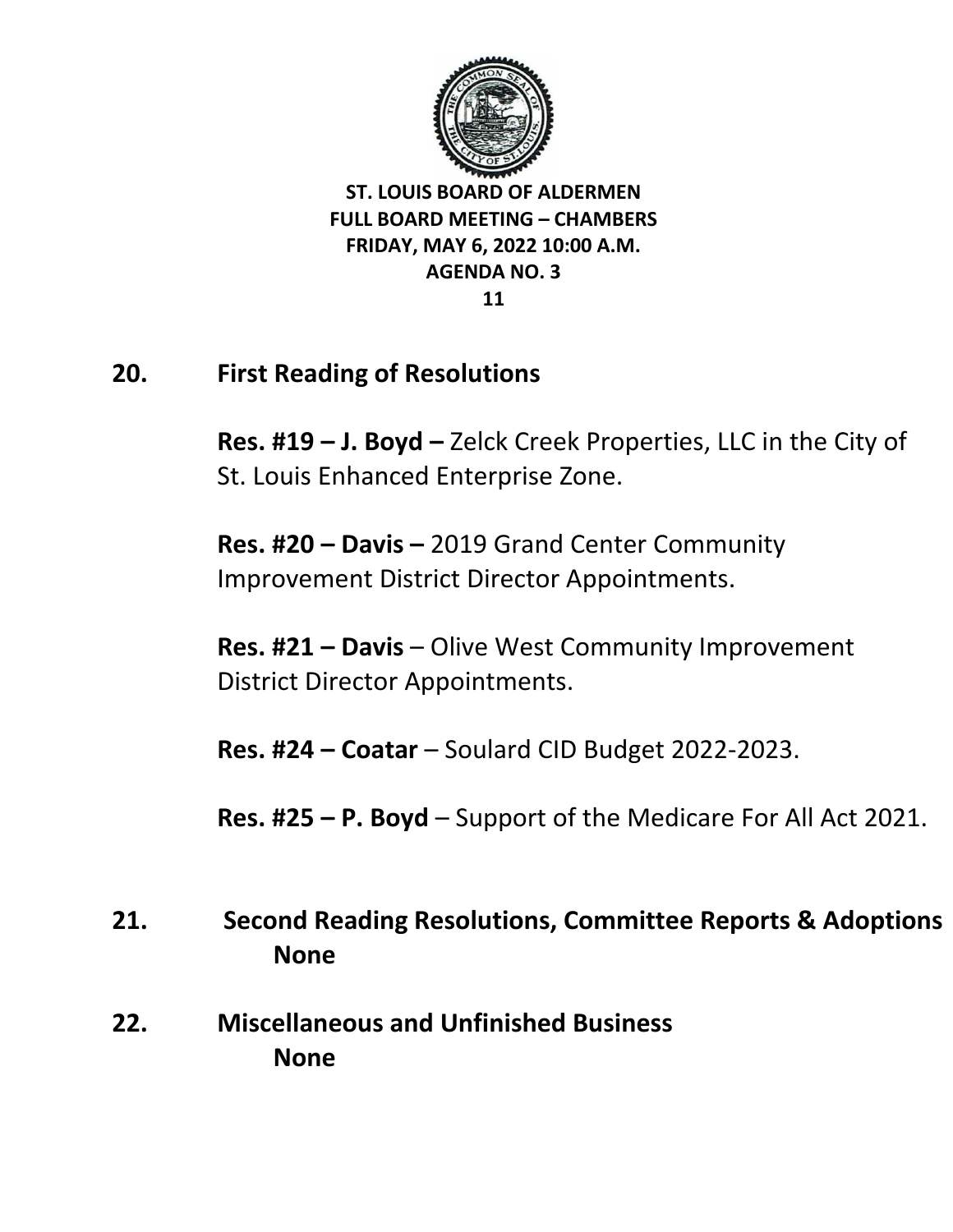**ST. LOUIS BOARD OF ALDERMEN**
**FULL BOARD MEETING – CHAMBERS**
**FRIDAY, MAY 6, 2022 10:00 A.M.**
**AGENDA NO. 3**

## 20. First Reading of Resolutions

**Res. #19 – J. Boyd –** Zelck Creek Properties, LLC in the City of St. Louis Enhanced Enterprise Zone.

**Res. #20 – Davis –** 2019 Grand Center Community Improvement District Director Appointments.

**Res. #21 – Davis** – Olive West Community Improvement District Director Appointments.

**Res. #24 – Coatar** – Soulard CID Budget 2022-2023.

**Res. #25 – P. Boyd** – Support of the Medicare For All Act 2021.

## 21. Second Reading Resolutions, Committee Reports & Adoptions

**None**

## 22. Miscellaneous and Unfinished Business

**None**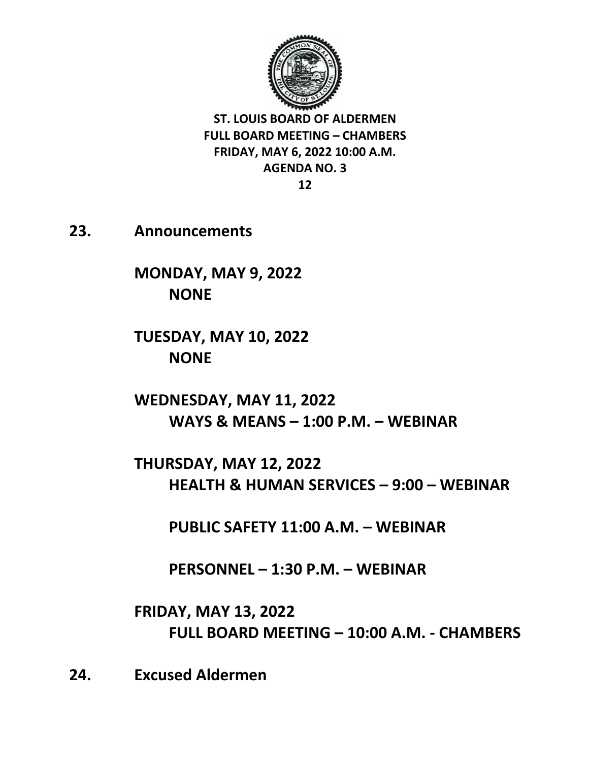**ST. LOUIS BOARD OF ALDERMEN**
**FULL BOARD MEETING – CHAMBERS**
**FRIDAY, MAY 6, 2022 10:00 A.M.**
**AGENDA NO. 3**

## 23. Announcements

**MONDAY, MAY 9, 2022**
**NONE**

**TUESDAY, MAY 10, 2022**
**NONE**

**WEDNESDAY, MAY 11, 2022**
**WAYS & MEANS – 1:00 P.M. – WEBINAR**

**THURSDAY, MAY 12, 2022**
**HEALTH & HUMAN SERVICES – 9:00 – WEBINAR**

**PUBLIC SAFETY 11:00 A.M. – WEBINAR**

**PERSONNEL – 1:30 P.M. – WEBINAR**

**FRIDAY, MAY 13, 2022**
**FULL BOARD MEETING – 10:00 A.M. - CHAMBERS**

## 24. Excused Aldermen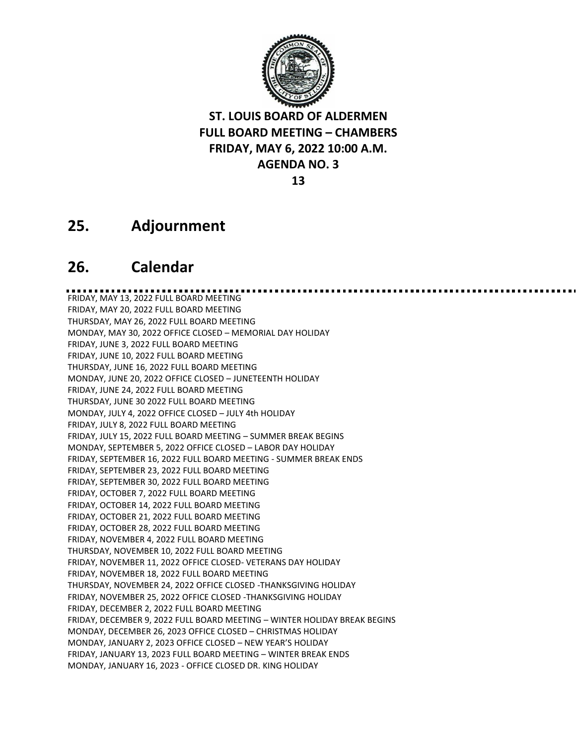**ST. LOUIS BOARD OF ALDERMEN**
**FULL BOARD MEETING – CHAMBERS**
**FRIDAY, MAY 6, 2022 10:00 A.M.**
**AGENDA NO. 3**

## 25. Adjournment

## 26. Calendar

FRIDAY, MAY 13, 2022 FULL BOARD MEETING
FRIDAY, MAY 20, 2022 FULL BOARD MEETING
THURSDAY, MAY 26, 2022 FULL BOARD MEETING
MONDAY, MAY 30, 2022 OFFICE CLOSED – MEMORIAL DAY HOLIDAY
FRIDAY, JUNE 3, 2022 FULL BOARD MEETING
FRIDAY, JUNE 10, 2022 FULL BOARD MEETING
THURSDAY, JUNE 16, 2022 FULL BOARD MEETING
MONDAY, JUNE 20, 2022 OFFICE CLOSED – JUNETEENTH HOLIDAY
FRIDAY, JUNE 24, 2022 FULL BOARD MEETING
THURSDAY, JUNE 30 2022 FULL BOARD MEETING
MONDAY, JULY 4, 2022 OFFICE CLOSED – JULY 4th HOLIDAY
FRIDAY, JULY 8, 2022 FULL BOARD MEETING
FRIDAY, JULY 15, 2022 FULL BOARD MEETING – SUMMER BREAK BEGINS
MONDAY, SEPTEMBER 5, 2022 OFFICE CLOSED – LABOR DAY HOLIDAY
FRIDAY, SEPTEMBER 16, 2022 FULL BOARD MEETING - SUMMER BREAK ENDS
FRIDAY, SEPTEMBER 23, 2022 FULL BOARD MEETING
FRIDAY, SEPTEMBER 30, 2022 FULL BOARD MEETING
FRIDAY, OCTOBER 7, 2022 FULL BOARD MEETING
FRIDAY, OCTOBER 14, 2022 FULL BOARD MEETING
FRIDAY, OCTOBER 21, 2022 FULL BOARD MEETING
FRIDAY, OCTOBER 28, 2022 FULL BOARD MEETING
FRIDAY, NOVEMBER 4, 2022 FULL BOARD MEETING
THURSDAY, NOVEMBER 10, 2022 FULL BOARD MEETING
FRIDAY, NOVEMBER 11, 2022 OFFICE CLOSED- VETERANS DAY HOLIDAY
FRIDAY, NOVEMBER 18, 2022 FULL BOARD MEETING
THURSDAY, NOVEMBER 24, 2022 OFFICE CLOSED -THANKSGIVING HOLIDAY
FRIDAY, NOVEMBER 25, 2022 OFFICE CLOSED -THANKSGIVING HOLIDAY
FRIDAY, DECEMBER 2, 2022 FULL BOARD MEETING
FRIDAY, DECEMBER 9, 2022 FULL BOARD MEETING – WINTER HOLIDAY BREAK BEGINS
MONDAY, DECEMBER 26, 2023 OFFICE CLOSED – CHRISTMAS HOLIDAY
MONDAY, JANUARY 2, 2023 OFFICE CLOSED – NEW YEAR'S HOLIDAY
FRIDAY, JANUARY 13, 2023 FULL BOARD MEETING – WINTER BREAK ENDS
MONDAY, JANUARY 16, 2023 - OFFICE CLOSED DR. KING HOLIDAY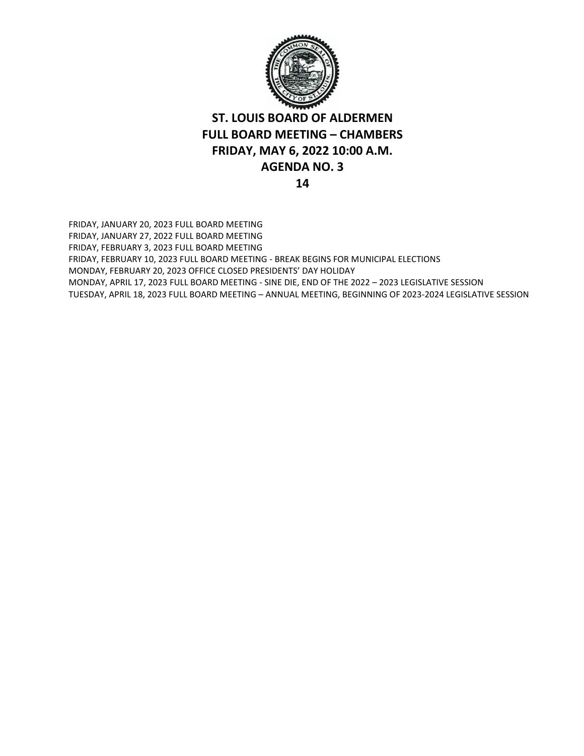# ST. LOUIS BOARD OF ALDERMEN
# FULL BOARD MEETING – CHAMBERS
# FRIDAY, MAY 6, 2022 10:00 A.M.
# AGENDA NO. 3

FRIDAY, JANUARY 20, 2023 FULL BOARD MEETING
FRIDAY, JANUARY 27, 2022 FULL BOARD MEETING
FRIDAY, FEBRUARY 3, 2023 FULL BOARD MEETING
FRIDAY, FEBRUARY 10, 2023 FULL BOARD MEETING - BREAK BEGINS FOR MUNICIPAL ELECTIONS
MONDAY, FEBRUARY 20, 2023 OFFICE CLOSED PRESIDENTS' DAY HOLIDAY
MONDAY, APRIL 17, 2023 FULL BOARD MEETING - SINE DIE, END OF THE 2022 – 2023 LEGISLATIVE SESSION
TUESDAY, APRIL 18, 2023 FULL BOARD MEETING – ANNUAL MEETING, BEGINNING OF 2023-2024 LEGISLATIVE SESSION